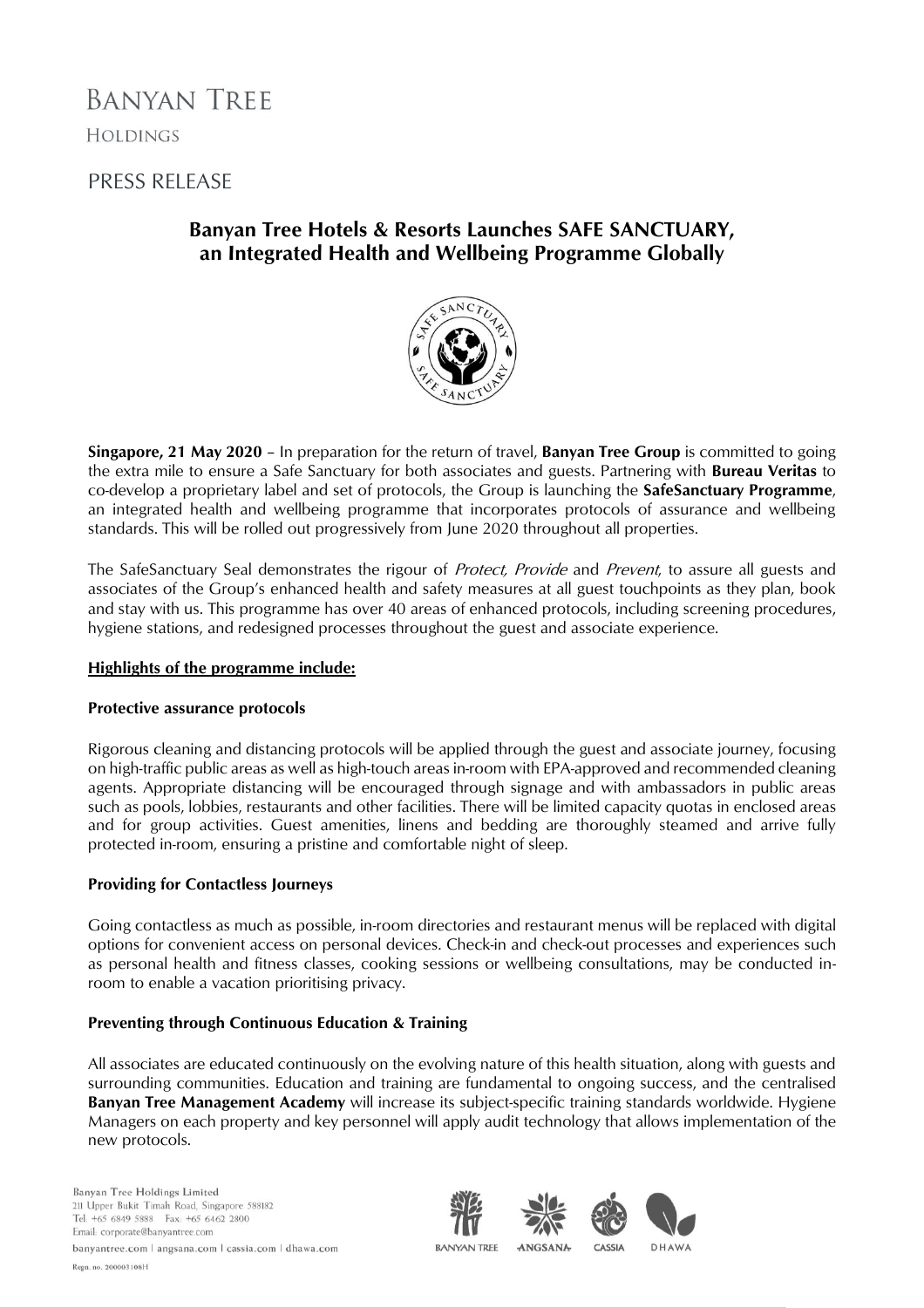BANYAN TREE
HOLDINGS

PRESS RELEASE

## Banyan Tree Hotels & Resorts Launches SAFE SANCTUARY, an Integrated Health and Wellbeing Programme Globally

**Singapore, 21 May 2020** – In preparation for the return of travel, **Banyan Tree Group** is committed to going the extra mile to ensure a Safe Sanctuary for both associates and guests. Partnering with **Bureau Veritas** to co-develop a proprietary label and set of protocols, the Group is launching the **SafeSanctuary Programme**, an integrated health and wellbeing programme that incorporates protocols of assurance and wellbeing standards. This will be rolled out progressively from June 2020 throughout all properties.

The SafeSanctuary Seal demonstrates the rigour of *Protect, Provide* and *Prevent*, to assure all guests and associates of the Group's enhanced health and safety measures at all guest touchpoints as they plan, book and stay with us. This programme has over 40 areas of enhanced protocols, including screening procedures, hygiene stations, and redesigned processes throughout the guest and associate experience.

**Highlights of the programme include:**

### Protective assurance protocols

Rigorous cleaning and distancing protocols will be applied through the guest and associate journey, focusing on high-traffic public areas as well as high-touch areas in-room with EPA-approved and recommended cleaning agents. Appropriate distancing will be encouraged through signage and with ambassadors in public areas such as pools, lobbies, restaurants and other facilities. There will be limited capacity quotas in enclosed areas and for group activities. Guest amenities, linens and bedding are thoroughly steamed and arrive fully protected in-room, ensuring a pristine and comfortable night of sleep.

### Providing for Contactless Journeys

Going contactless as much as possible, in-room directories and restaurant menus will be replaced with digital options for convenient access on personal devices. Check-in and check-out processes and experiences such as personal health and fitness classes, cooking sessions or wellbeing consultations, may be conducted in-room to enable a vacation prioritising privacy.

### Preventing through Continuous Education & Training

All associates are educated continuously on the evolving nature of this health situation, along with guests and surrounding communities. Education and training are fundamental to ongoing success, and the centralised **Banyan Tree Management Academy** will increase its subject-specific training standards worldwide. Hygiene Managers on each property and key personnel will apply audit technology that allows implementation of the new protocols.

Banyan Tree Holdings Limited
211 Upper Bukit Timah Road, Singapore 588182
Tel: +65 6849 5888 Fax: +65 6462 2800
Email: corporate@banyantree.com
banyantree.com | angsana.com | cassia.com | dhawa.com
Regn. no. 200003108H

BANYAN TREE ANGSANA CASSIA DHAWA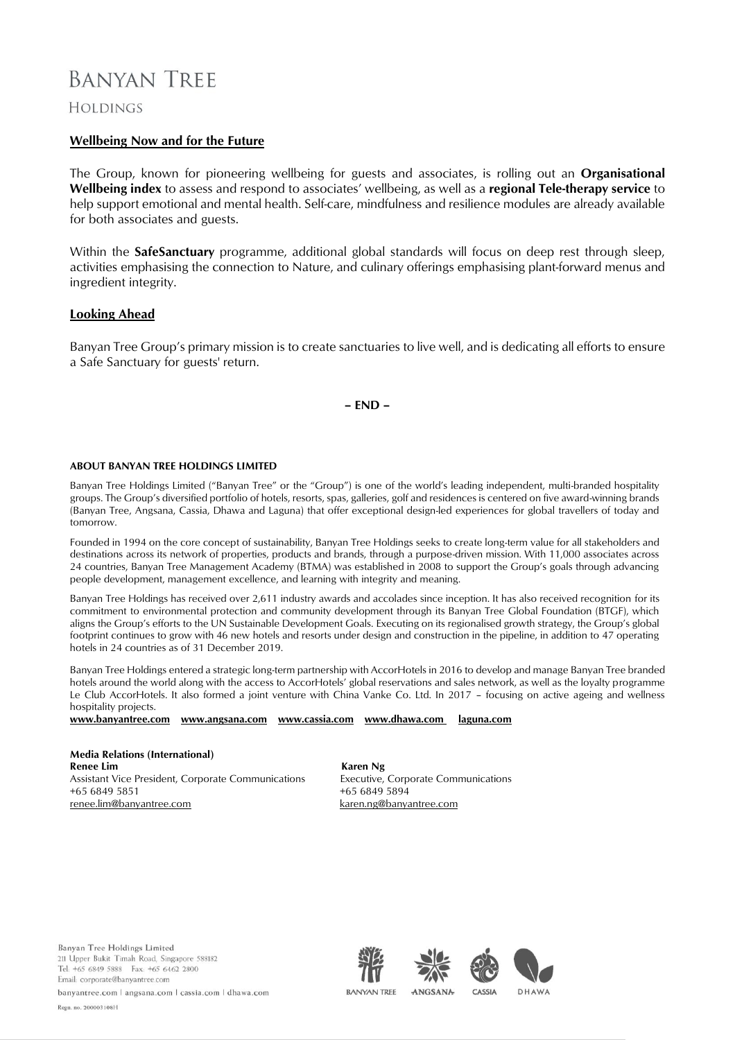**Wellbeing Now and for the Future**

The Group, known for pioneering wellbeing for guests and associates, is rolling out an **Organisational Wellbeing index** to assess and respond to associates' wellbeing, as well as a **regional Tele-therapy service** to help support emotional and mental health. Self-care, mindfulness and resilience modules are already available for both associates and guests.

Within the **SafeSanctuary** programme, additional global standards will focus on deep rest through sleep, activities emphasising the connection to Nature, and culinary offerings emphasising plant-forward menus and ingredient integrity.

**Looking Ahead**

Banyan Tree Group's primary mission is to create sanctuaries to live well, and is dedicating all efforts to ensure a Safe Sanctuary for guests' return.

– END –

**ABOUT BANYAN TREE HOLDINGS LIMITED**

Banyan Tree Holdings Limited ("Banyan Tree" or the "Group") is one of the world's leading independent, multi-branded hospitality groups. The Group's diversified portfolio of hotels, resorts, spas, galleries, golf and residences is centered on five award-winning brands (Banyan Tree, Angsana, Cassia, Dhawa and Laguna) that offer exceptional design-led experiences for global travellers of today and tomorrow.

Founded in 1994 on the core concept of sustainability, Banyan Tree Holdings seeks to create long-term value for all stakeholders and destinations across its network of properties, products and brands, through a purpose-driven mission. With 11,000 associates across 24 countries, Banyan Tree Management Academy (BTMA) was established in 2008 to support the Group's goals through advancing people development, management excellence, and learning with integrity and meaning.

Banyan Tree Holdings has received over 2,611 industry awards and accolades since inception. It has also received recognition for its commitment to environmental protection and community development through its Banyan Tree Global Foundation (BTGF), which aligns the Group's efforts to the UN Sustainable Development Goals. Executing on its regionalised growth strategy, the Group's global footprint continues to grow with 46 new hotels and resorts under design and construction in the pipeline, in addition to 47 operating hotels in 24 countries as of 31 December 2019.

Banyan Tree Holdings entered a strategic long-term partnership with AccorHotels in 2016 to develop and manage Banyan Tree branded hotels around the world along with the access to AccorHotels' global reservations and sales network, as well as the loyalty programme Le Club AccorHotels. It also formed a joint venture with China Vanke Co. Ltd. In 2017 – focusing on active ageing and wellness hospitality projects.

**www.banyantree.com www.angsana.com www.cassia.com www.dhawa.com laguna.com**

**Media Relations (International)**

**Renee Lim**
Assistant Vice President, Corporate Communications
+65 6849 5851
renee.lim@banyantree.com

**Karen Ng**
Executive, Corporate Communications
+65 6849 5894
karen.ng@banyantree.com